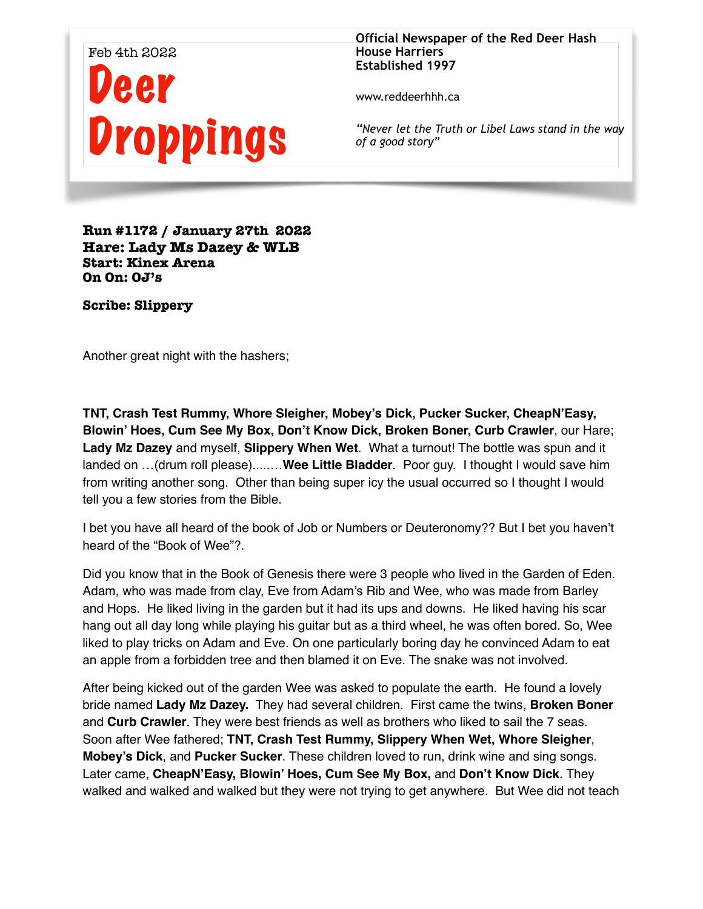Feb 4th 2022

# Deer Droppings

**Official Newspaper of the Red Deer Hash House Harriers**
**Established 1997**

www.reddeerhhh.ca

*"Never let the Truth or Libel Laws stand in the way of a good story"*

**Run #1172 / January 27th 2022**
**Hare: Lady Ms Dazey & WLB**
**Start: Kinex Arena**
**On On: OJ's**

**Scribe: Slippery**

Another great night with the hashers;

**TNT, Crash Test Rummy, Whore Sleigher, Mobey's Dick, Pucker Sucker, CheapN'Easy, Blowin' Hoes, Cum See My Box, Don't Know Dick, Broken Boner, Curb Crawler**, our Hare; **Lady Mz Dazey** and myself, **Slippery When Wet**. What a turnout! The bottle was spun and it landed on …(drum roll please)........**Wee Little Bladder**. Poor guy. I thought I would save him from writing another song. Other than being super icy the usual occurred so I thought I would tell you a few stories from the Bible.

I bet you have all heard of the book of Job or Numbers or Deuteronomy?? But I bet you haven't heard of the "Book of Wee"?.

Did you know that in the Book of Genesis there were 3 people who lived in the Garden of Eden. Adam, who was made from clay, Eve from Adam's Rib and Wee, who was made from Barley and Hops. He liked living in the garden but it had its ups and downs. He liked having his scar hang out all day long while playing his guitar but as a third wheel, he was often bored. So, Wee liked to play tricks on Adam and Eve. On one particularly boring day he convinced Adam to eat an apple from a forbidden tree and then blamed it on Eve. The snake was not involved.

After being kicked out of the garden Wee was asked to populate the earth. He found a lovely bride named **Lady Mz Dazey.** They had several children. First came the twins, **Broken Boner** and **Curb Crawler**. They were best friends as well as brothers who liked to sail the 7 seas. Soon after Wee fathered; **TNT, Crash Test Rummy, Slippery When Wet, Whore Sleigher**, **Mobey's Dick**, and **Pucker Sucker**. These children loved to run, drink wine and sing songs. Later came, **CheapN'Easy, Blowin' Hoes, Cum See My Box,** and **Don't Know Dick**. They walked and walked and walked but they were not trying to get anywhere. But Wee did not teach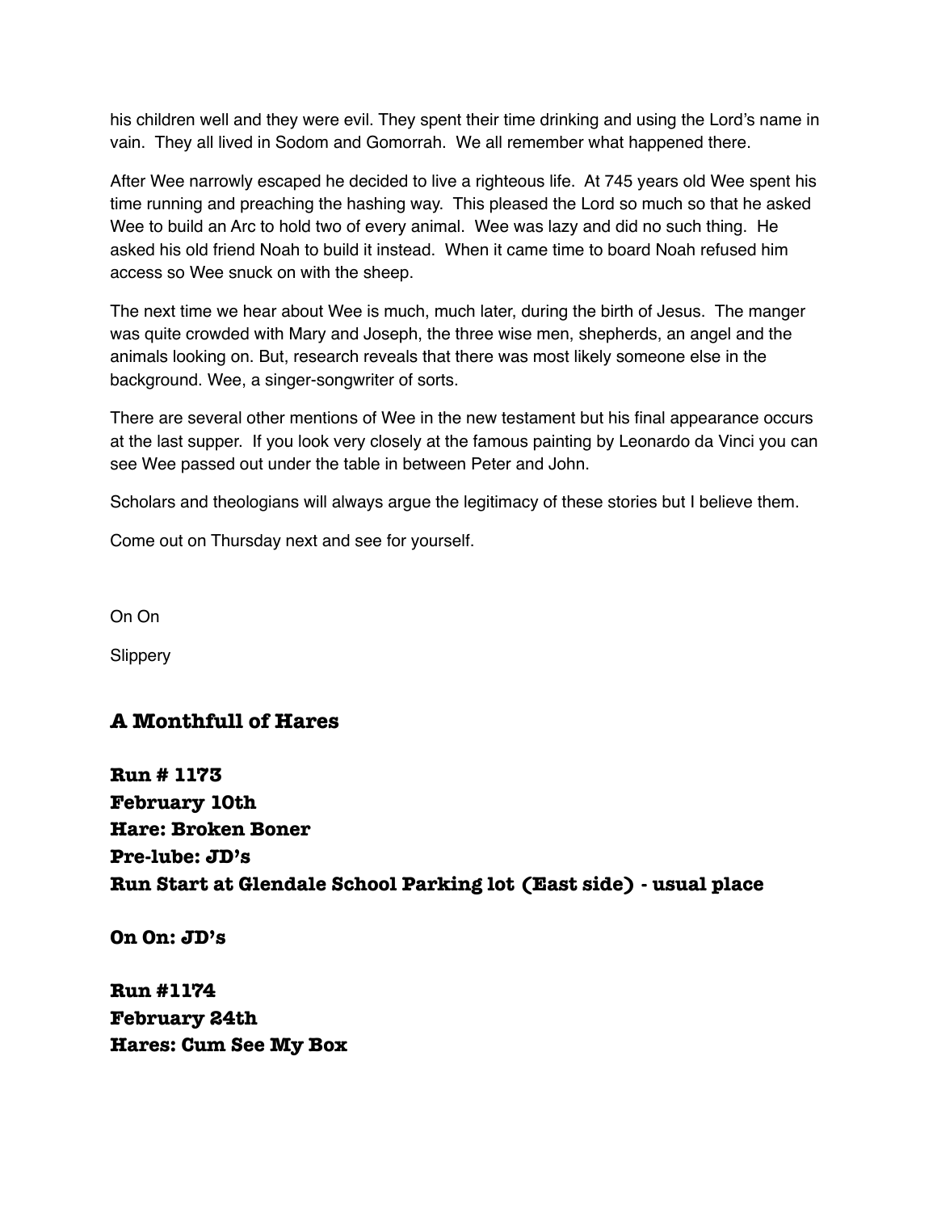his children well and they were evil. They spent their time drinking and using the Lord's name in vain. They all lived in Sodom and Gomorrah. We all remember what happened there.

After Wee narrowly escaped he decided to live a righteous life. At 745 years old Wee spent his time running and preaching the hashing way. This pleased the Lord so much so that he asked Wee to build an Arc to hold two of every animal. Wee was lazy and did no such thing. He asked his old friend Noah to build it instead. When it came time to board Noah refused him access so Wee snuck on with the sheep.

The next time we hear about Wee is much, much later, during the birth of Jesus. The manger was quite crowded with Mary and Joseph, the three wise men, shepherds, an angel and the animals looking on. But, research reveals that there was most likely someone else in the background. Wee, a singer-songwriter of sorts.

There are several other mentions of Wee in the new testament but his final appearance occurs at the last supper. If you look very closely at the famous painting by Leonardo da Vinci you can see Wee passed out under the table in between Peter and John.

Scholars and theologians will always argue the legitimacy of these stories but I believe them.

Come out on Thursday next and see for yourself.

On On

Slippery

### A Monthfull of Hares

**Run # 1173**
**February 10th**
**Hare: Broken Boner**
**Pre-lube: JD's**
**Run Start at Glendale School Parking lot (East side) - usual place**

**On On: JD's**

**Run #1174**
**February 24th**
**Hares: Cum See My Box**